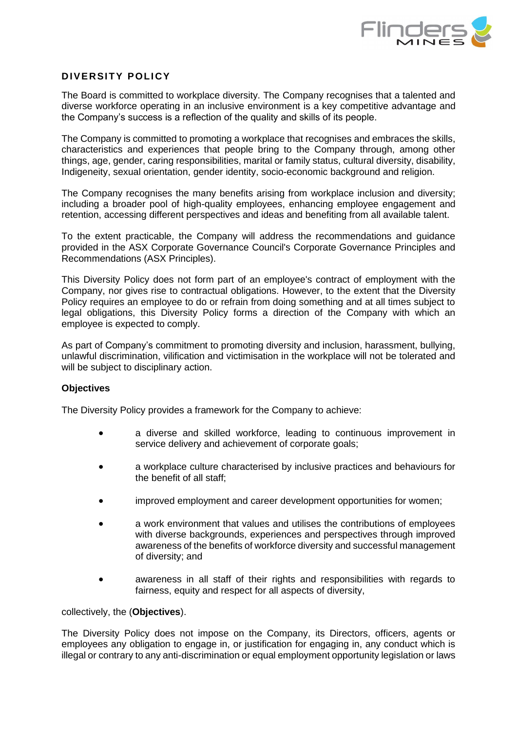## DIVERSITY POLICY

The Board is committed to workplace diversity. The Company recognises that a talented and diverse workforce operating in an inclusive environment is a key competitive advantage and the Company's success is a reflection of the quality and skills of its people.

The Company is committed to promoting a workplace that recognises and embraces the skills, characteristics and experiences that people bring to the Company through, among other things, age, gender, caring responsibilities, marital or family status, cultural diversity, disability, Indigeneity, sexual orientation, gender identity, socio-economic background and religion.

The Company recognises the many benefits arising from workplace inclusion and diversity; including a broader pool of high-quality employees, enhancing employee engagement and retention, accessing different perspectives and ideas and benefiting from all available talent.

To the extent practicable, the Company will address the recommendations and guidance provided in the ASX Corporate Governance Council's Corporate Governance Principles and Recommendations (ASX Principles).

This Diversity Policy does not form part of an employee's contract of employment with the Company, nor gives rise to contractual obligations. However, to the extent that the Diversity Policy requires an employee to do or refrain from doing something and at all times subject to legal obligations, this Diversity Policy forms a direction of the Company with which an employee is expected to comply.

As part of Company's commitment to promoting diversity and inclusion, harassment, bullying, unlawful discrimination, vilification and victimisation in the workplace will not be tolerated and will be subject to disciplinary action.

### Objectives

The Diversity Policy provides a framework for the Company to achieve:

- a diverse and skilled workforce, leading to continuous improvement in service delivery and achievement of corporate goals;
- a workplace culture characterised by inclusive practices and behaviours for the benefit of all staff;
- improved employment and career development opportunities for women;
- a work environment that values and utilises the contributions of employees with diverse backgrounds, experiences and perspectives through improved awareness of the benefits of workforce diversity and successful management of diversity; and
- awareness in all staff of their rights and responsibilities with regards to fairness, equity and respect for all aspects of diversity,

collectively, the (**Objectives**).

The Diversity Policy does not impose on the Company, its Directors, officers, agents or employees any obligation to engage in, or justification for engaging in, any conduct which is illegal or contrary to any anti-discrimination or equal employment opportunity legislation or laws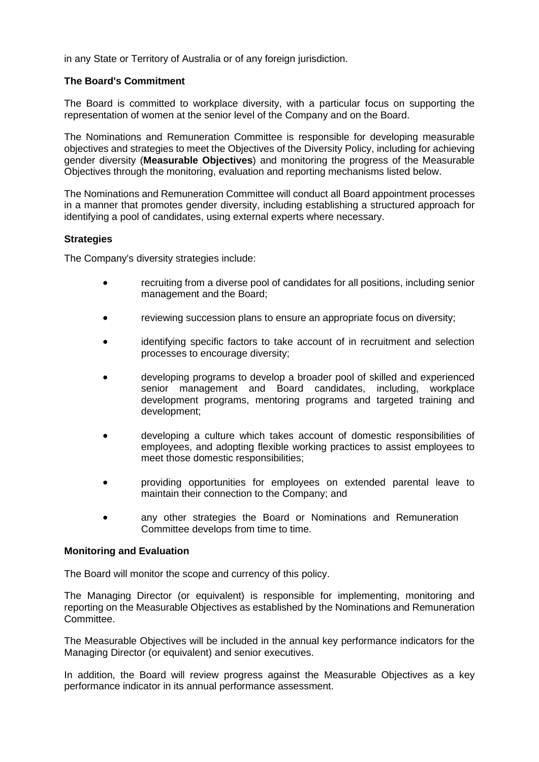in any State or Territory of Australia or of any foreign jurisdiction.

**The Board's Commitment**

The Board is committed to workplace diversity, with a particular focus on supporting the representation of women at the senior level of the Company and on the Board.

The Nominations and Remuneration Committee is responsible for developing measurable objectives and strategies to meet the Objectives of the Diversity Policy, including for achieving gender diversity (**Measurable Objectives**) and monitoring the progress of the Measurable Objectives through the monitoring, evaluation and reporting mechanisms listed below.

The Nominations and Remuneration Committee will conduct all Board appointment processes in a manner that promotes gender diversity, including establishing a structured approach for identifying a pool of candidates, using external experts where necessary.

**Strategies**

The Company's diversity strategies include:

- recruiting from a diverse pool of candidates for all positions, including senior management and the Board;
- reviewing succession plans to ensure an appropriate focus on diversity;
- identifying specific factors to take account of in recruitment and selection processes to encourage diversity;
- developing programs to develop a broader pool of skilled and experienced senior management and Board candidates, including, workplace development programs, mentoring programs and targeted training and development;
- developing a culture which takes account of domestic responsibilities of employees, and adopting flexible working practices to assist employees to meet those domestic responsibilities;
- providing opportunities for employees on extended parental leave to maintain their connection to the Company; and
- any other strategies the Board or Nominations and Remuneration Committee develops from time to time.

**Monitoring and Evaluation**

The Board will monitor the scope and currency of this policy.

The Managing Director (or equivalent) is responsible for implementing, monitoring and reporting on the Measurable Objectives as established by the Nominations and Remuneration Committee.

The Measurable Objectives will be included in the annual key performance indicators for the Managing Director (or equivalent) and senior executives.

In addition, the Board will review progress against the Measurable Objectives as a key performance indicator in its annual performance assessment.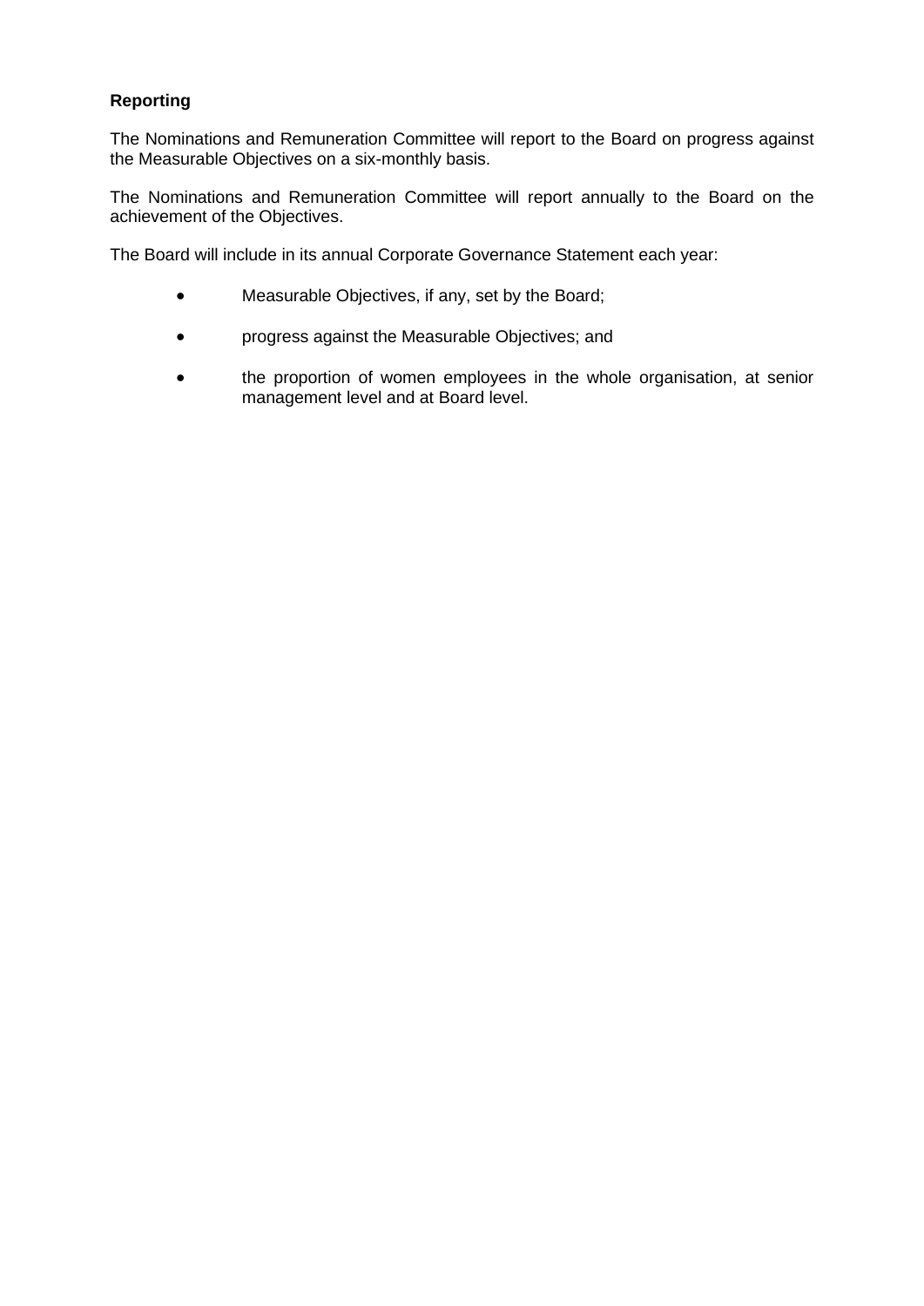**Reporting**

The Nominations and Remuneration Committee will report to the Board on progress against the Measurable Objectives on a six-monthly basis.

The Nominations and Remuneration Committee will report annually to the Board on the achievement of the Objectives.

The Board will include in its annual Corporate Governance Statement each year:

- Measurable Objectives, if any, set by the Board;
- progress against the Measurable Objectives; and
- the proportion of women employees in the whole organisation, at senior management level and at Board level.